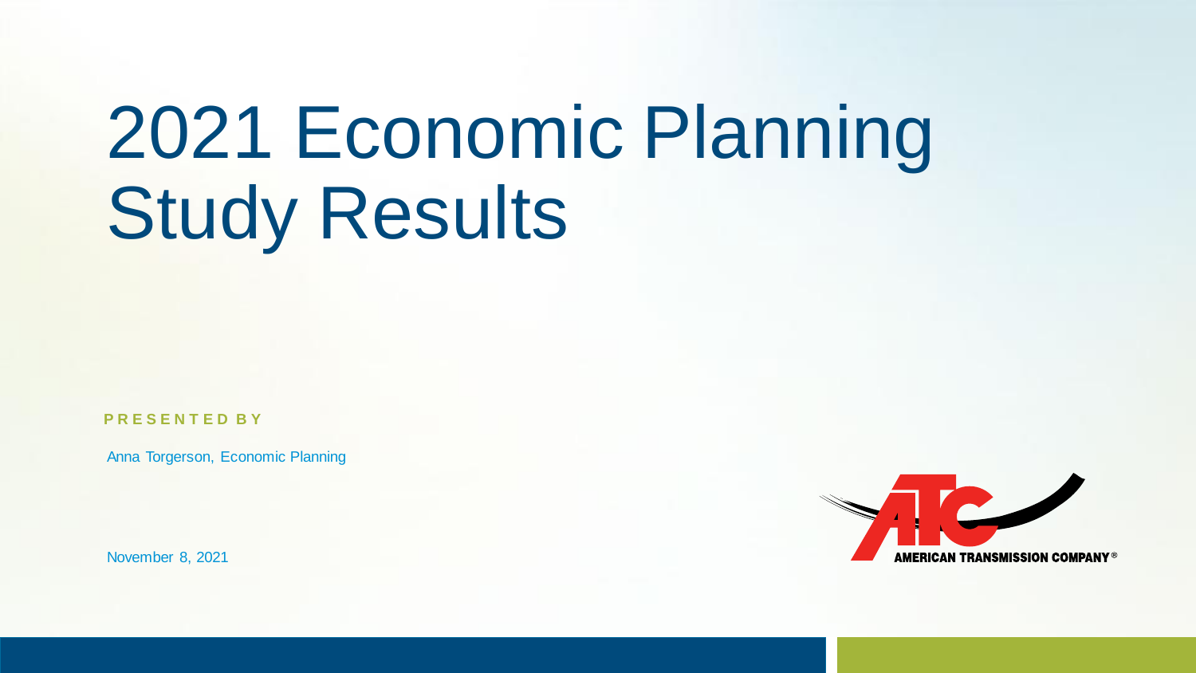# 2021 Economic Planning Study Results

**PRESENTED BY**

Anna Torgerson, Economic Planning

November 8, 2021

AMERICAN TRANSMISSION COMPANY®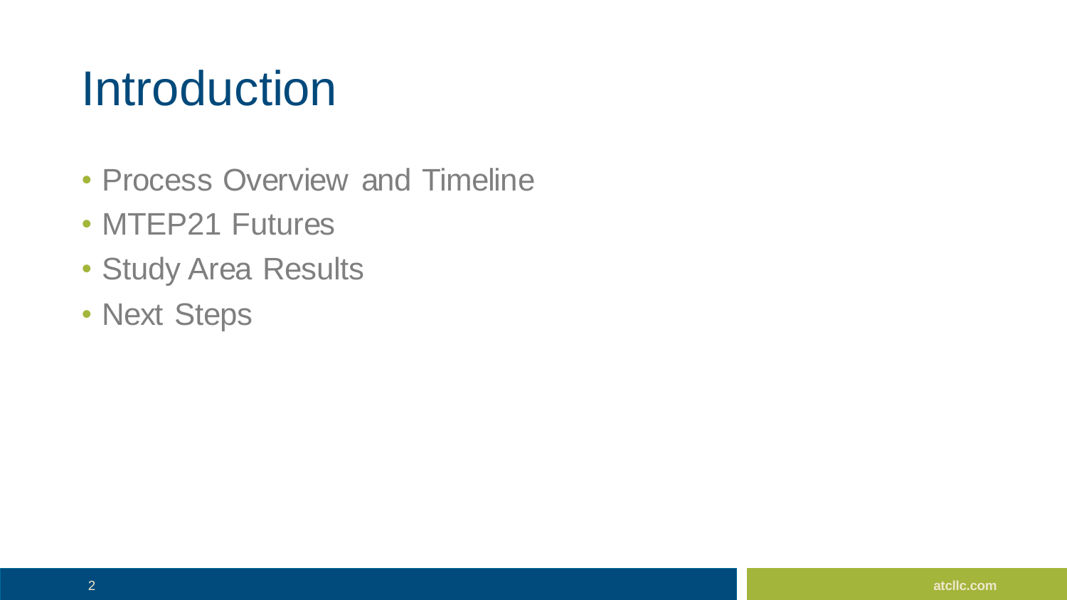# Introduction

- Process Overview and Timeline
- MTEP21 Futures
- Study Area Results
- Next Steps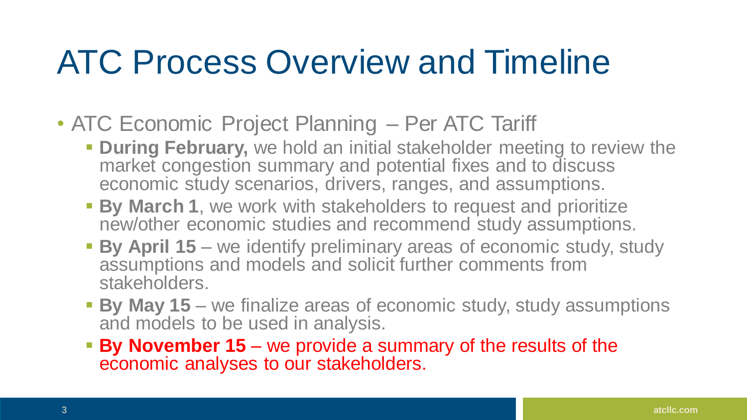# ATC Process Overview and Timeline

- ATC Economic Project Planning – Per ATC Tariff
  - **During February,** we hold an initial stakeholder meeting to review the market congestion summary and potential fixes and to discuss economic study scenarios, drivers, ranges, and assumptions.
  - **By March 1**, we work with stakeholders to request and prioritize new/other economic studies and recommend study assumptions.
  - **By April 15** – we identify preliminary areas of economic study, study assumptions and models and solicit further comments from stakeholders.
  - **By May 15** – we finalize areas of economic study, study assumptions and models to be used in analysis.
  - **By November 15** – we provide a summary of the results of the economic analyses to our stakeholders.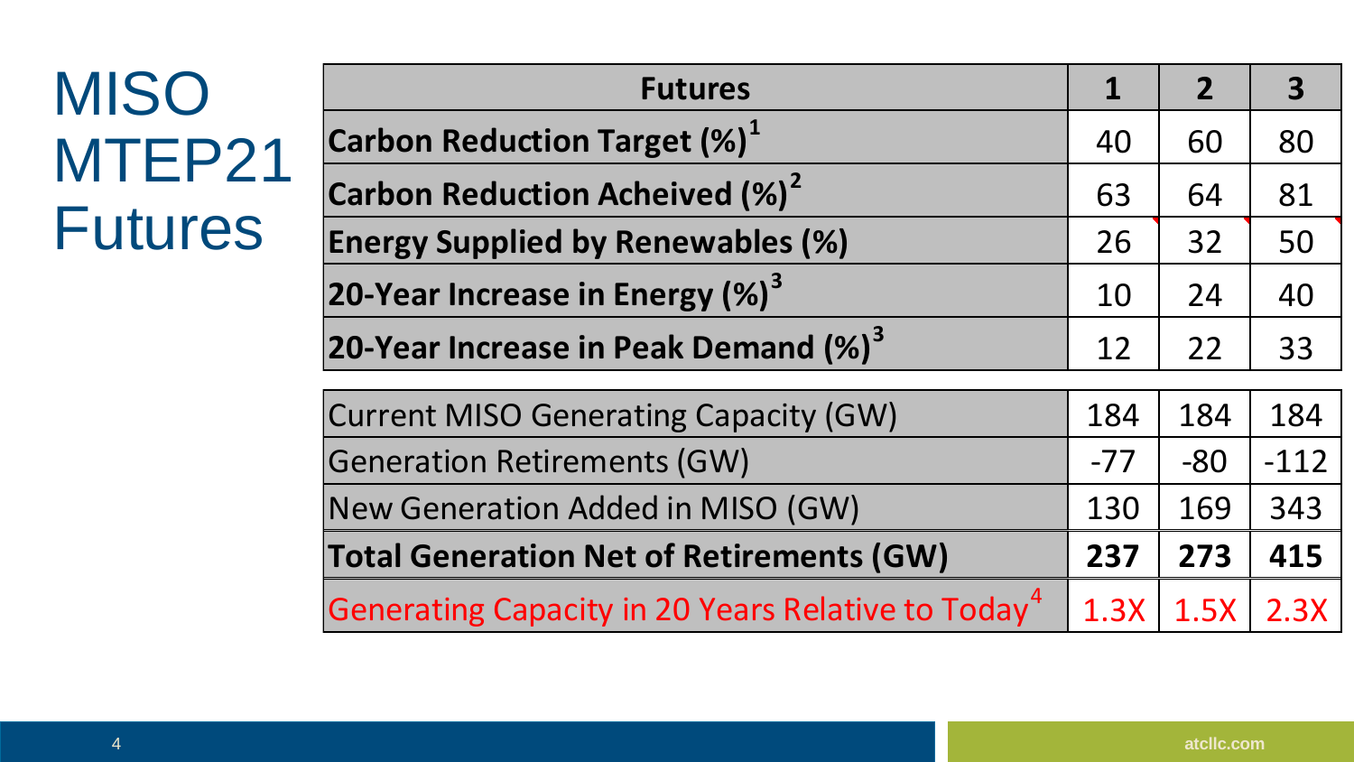# MISO MTEP21 Futures

| Futures | 1 | 2 | 3 |
|---|---|---|---|
| **Carbon Reduction Target (%)[1]** | 40 | 60 | 80 |
| **Carbon Reduction Acheived (%)[2]** | 63 | 64 | 81 |
| **Energy Supplied by Renewables (%)** | 26 | 32 | 50 |
| **20-Year Increase in Energy (%)[3]** | 10 | 24 | 40 |
| **20-Year Increase in Peak Demand (%)[3]** | 12 | 22 | 33 |
| Current MISO Generating Capacity (GW) | 184 | 184 | 184 |
| Generation Retirements (GW) | -77 | -80 | -112 |
| New Generation Added in MISO (GW) | 130 | 169 | 343 |
| **Total Generation Net of Retirements (GW)** | **237** | **273** | **415** |
| Generating Capacity in 20 Years Relative to Today[4] | 1.3X | 1.5X | 2.3X |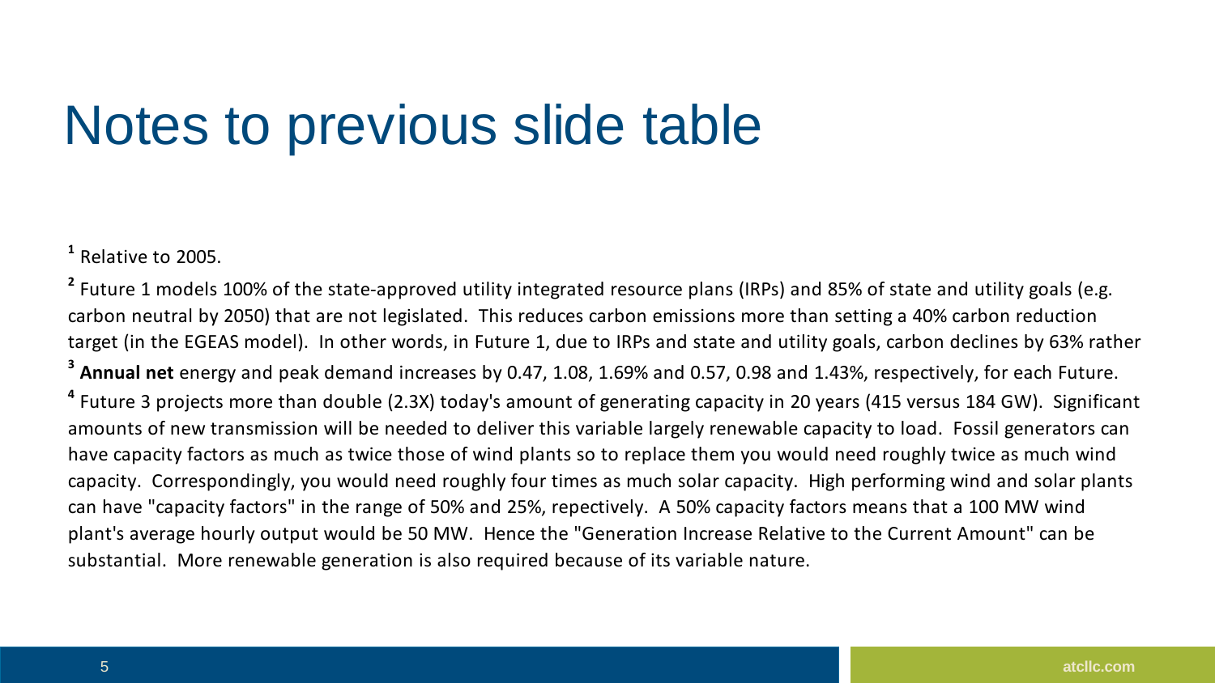# Notes to previous slide table

[1] Relative to 2005.

[2] Future 1 models 100% of the state-approved utility integrated resource plans (IRPs) and 85% of state and utility goals (e.g. carbon neutral by 2050) that are not legislated. This reduces carbon emissions more than setting a 40% carbon reduction target (in the EGEAS model). In other words, in Future 1, due to IRPs and state and utility goals, carbon declines by 63% rather

[3] **Annual net** energy and peak demand increases by 0.47, 1.08, 1.69% and 0.57, 0.98 and 1.43%, respectively, for each Future.

[4] Future 3 projects more than double (2.3X) today's amount of generating capacity in 20 years (415 versus 184 GW). Significant amounts of new transmission will be needed to deliver this variable largely renewable capacity to load. Fossil generators can have capacity factors as much as twice those of wind plants so to replace them you would need roughly twice as much wind capacity. Correspondingly, you would need roughly four times as much solar capacity. High performing wind and solar plants can have "capacity factors" in the range of 50% and 25%, respectively. A 50% capacity factors means that a 100 MW wind plant's average hourly output would be 50 MW. Hence the "Generation Increase Relative to the Current Amount" can be substantial. More renewable generation is also required because of its variable nature.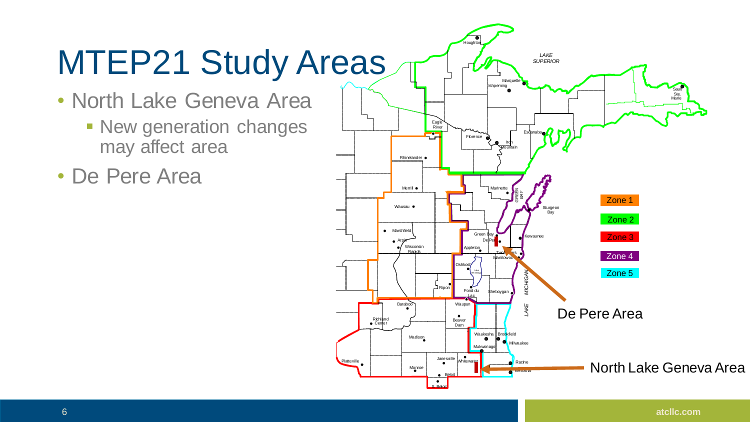# MTEP21 Study Areas

- North Lake Geneva Area
  - New generation changes may affect area
- De Pere Area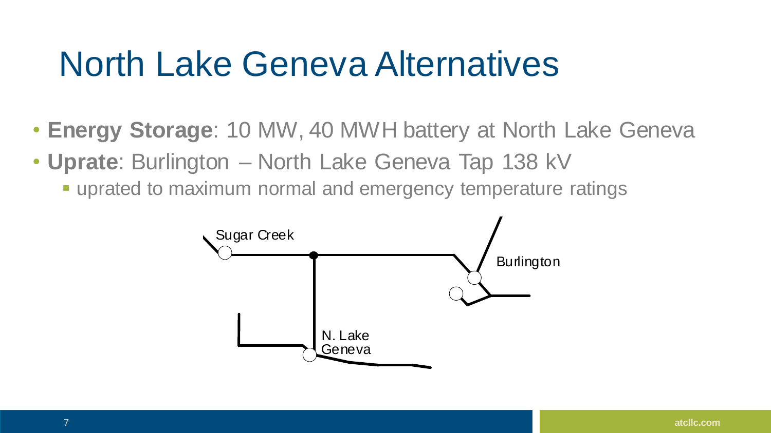# North Lake Geneva Alternatives

- **Energy Storage**: 10 MW, 40 MWH battery at North Lake Geneva
- **Uprate**: Burlington – North Lake Geneva Tap 138 kV
  - uprated to maximum normal and emergency temperature ratings

Sugar Creek

Burlington

N. Lake Geneva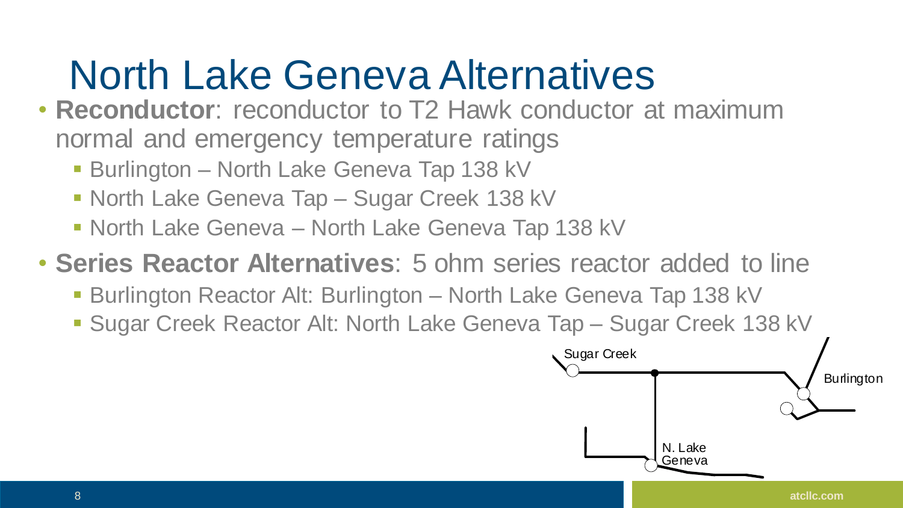# North Lake Geneva Alternatives

- **Reconductor**: reconductor to T2 Hawk conductor at maximum normal and emergency temperature ratings
  - Burlington – North Lake Geneva Tap 138 kV
  - North Lake Geneva Tap – Sugar Creek 138 kV
  - North Lake Geneva – North Lake Geneva Tap 138 kV
- **Series Reactor Alternatives**: 5 ohm series reactor added to line
  - Burlington Reactor Alt: Burlington – North Lake Geneva Tap 138 kV
  - Sugar Creek Reactor Alt: North Lake Geneva Tap – Sugar Creek 138 kV

Sugar Creek

Burlington

N. Lake Geneva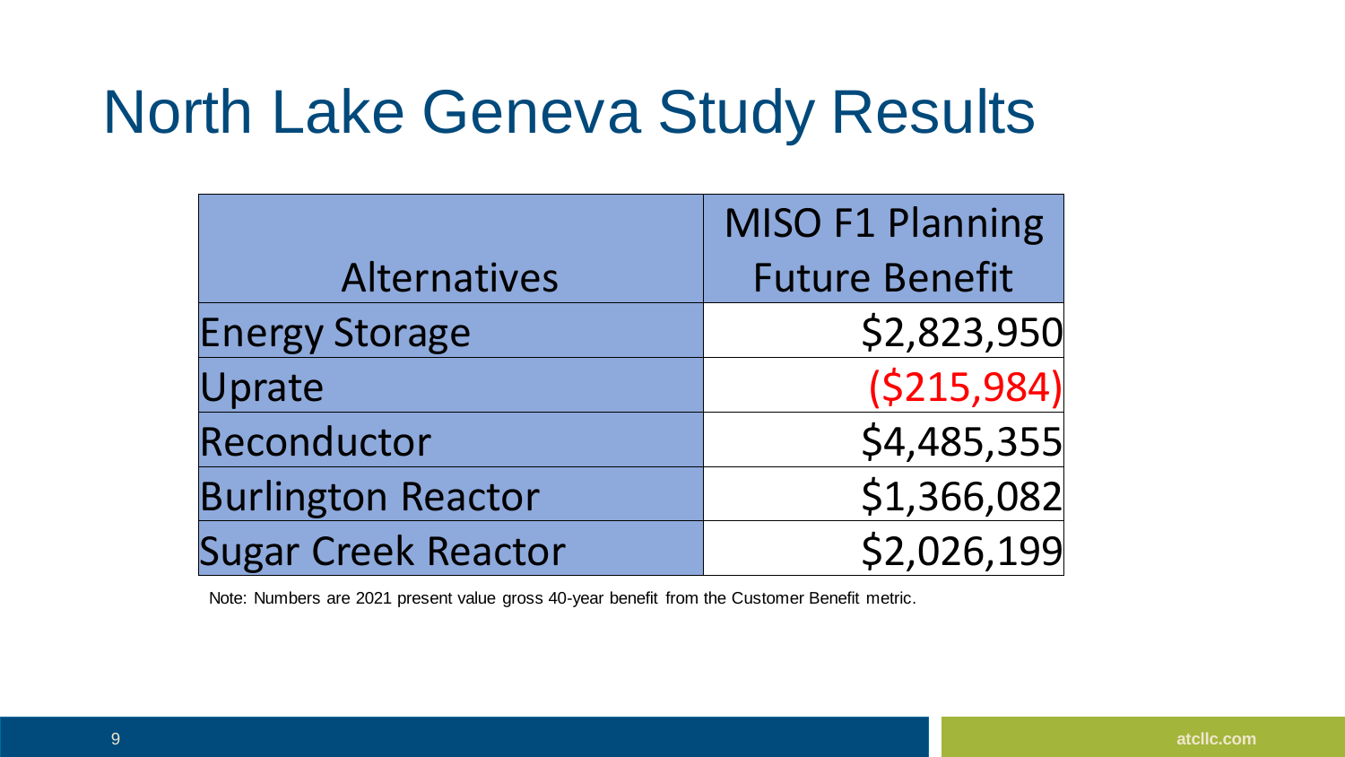# North Lake Geneva Study Results

| Alternatives | MISO F1 Planning Future Benefit |
|---|---|
| Energy Storage | $2,823,950 |
| Uprate | ($215,984) |
| Reconductor | $4,485,355 |
| Burlington Reactor | $1,366,082 |
| Sugar Creek Reactor | $2,026,199 |

Note: Numbers are 2021 present value gross 40-year benefit from the Customer Benefit metric.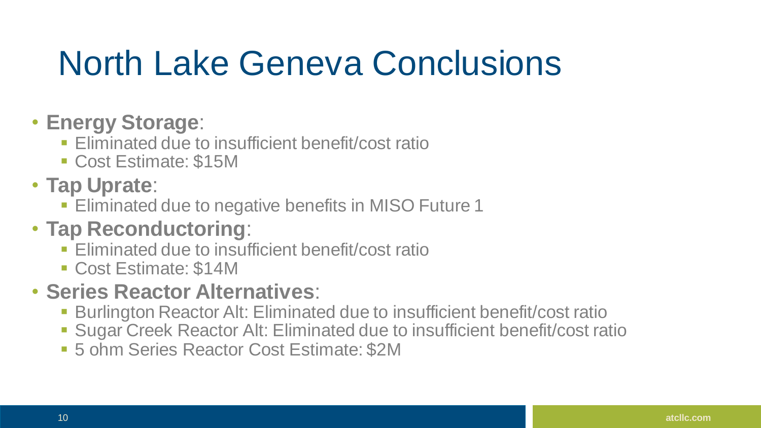# North Lake Geneva Conclusions

- **Energy Storage**:
  - Eliminated due to insufficient benefit/cost ratio
  - Cost Estimate: $15M
- **Tap Uprate**:
  - Eliminated due to negative benefits in MISO Future 1
- **Tap Reconductoring**:
  - Eliminated due to insufficient benefit/cost ratio
  - Cost Estimate: $14M
- **Series Reactor Alternatives**:
  - Burlington Reactor Alt: Eliminated due to insufficient benefit/cost ratio
  - Sugar Creek Reactor Alt: Eliminated due to insufficient benefit/cost ratio
  - 5 ohm Series Reactor Cost Estimate: $2M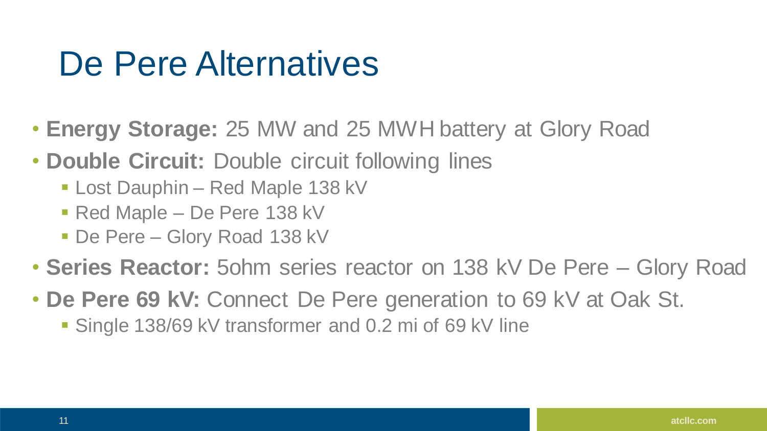# De Pere Alternatives

- **Energy Storage:** 25 MW and 25 MWH battery at Glory Road
- **Double Circuit:** Double circuit following lines
  - Lost Dauphin – Red Maple 138 kV
  - Red Maple – De Pere 138 kV
  - De Pere – Glory Road 138 kV
- **Series Reactor:** 5ohm series reactor on 138 kV De Pere – Glory Road
- **De Pere 69 kV:** Connect De Pere generation to 69 kV at Oak St.
  - Single 138/69 kV transformer and 0.2 mi of 69 kV line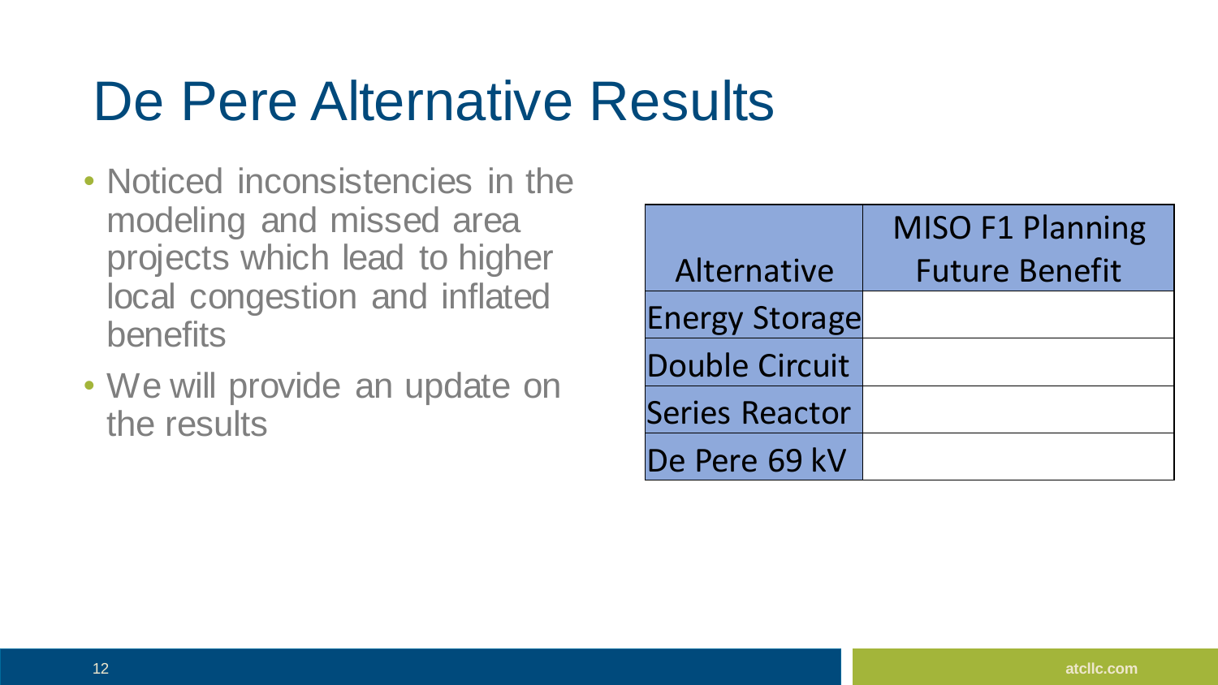# De Pere Alternative Results

- Noticed inconsistencies in the modeling and missed area projects which lead to higher local congestion and inflated benefits
- We will provide an update on the results

| Alternative | MISO F1 Planning Future Benefit |
| --- | --- |
| Energy Storage | |
| Double Circuit | |
| Series Reactor | |
| De Pere 69 kV | |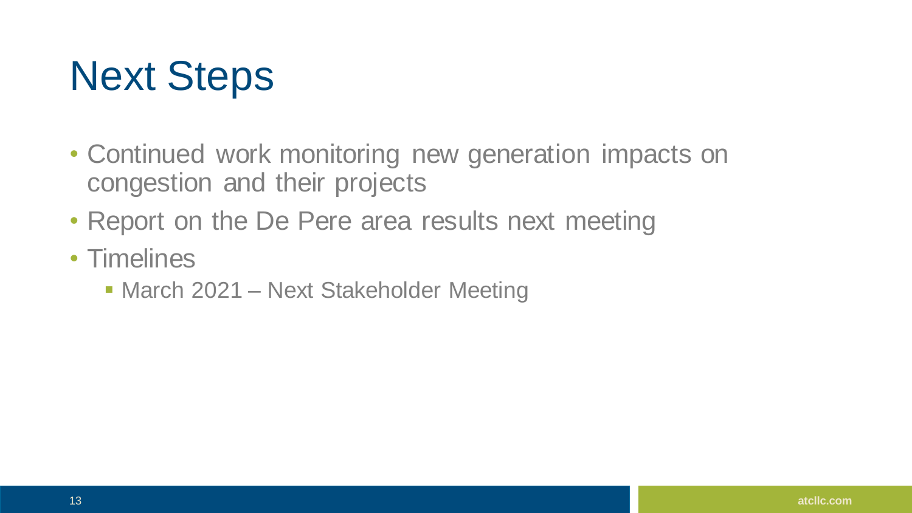# Next Steps

- Continued work monitoring new generation impacts on congestion and their projects
- Report on the De Pere area results next meeting
- Timelines
  - March 2021 – Next Stakeholder Meeting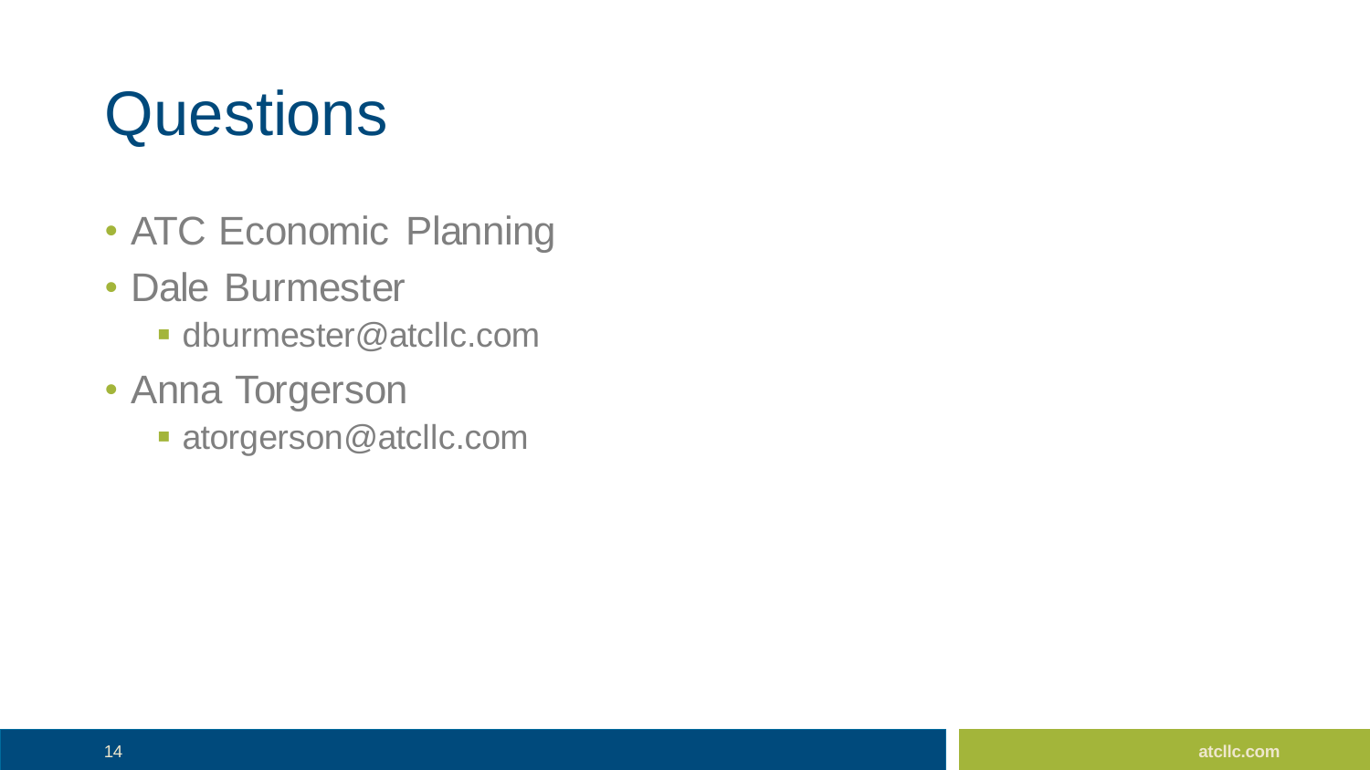# Questions

- ATC Economic Planning
- Dale Burmester
  - dburmester@atcllc.com
- Anna Torgerson
  - atorgerson@atcllc.com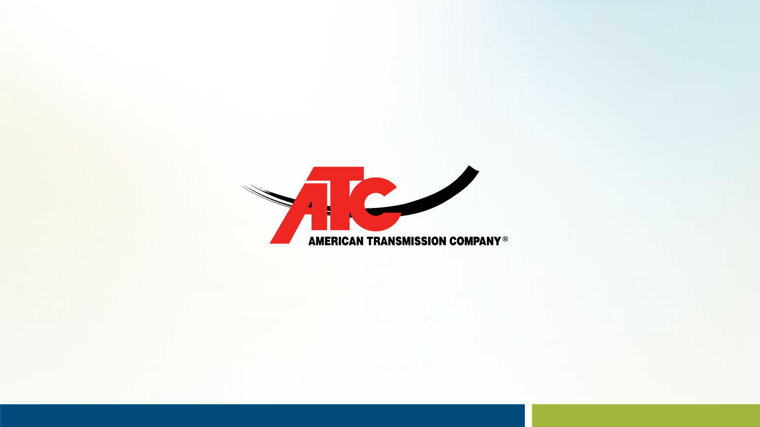AMERICAN TRANSMISSION COMPANY®